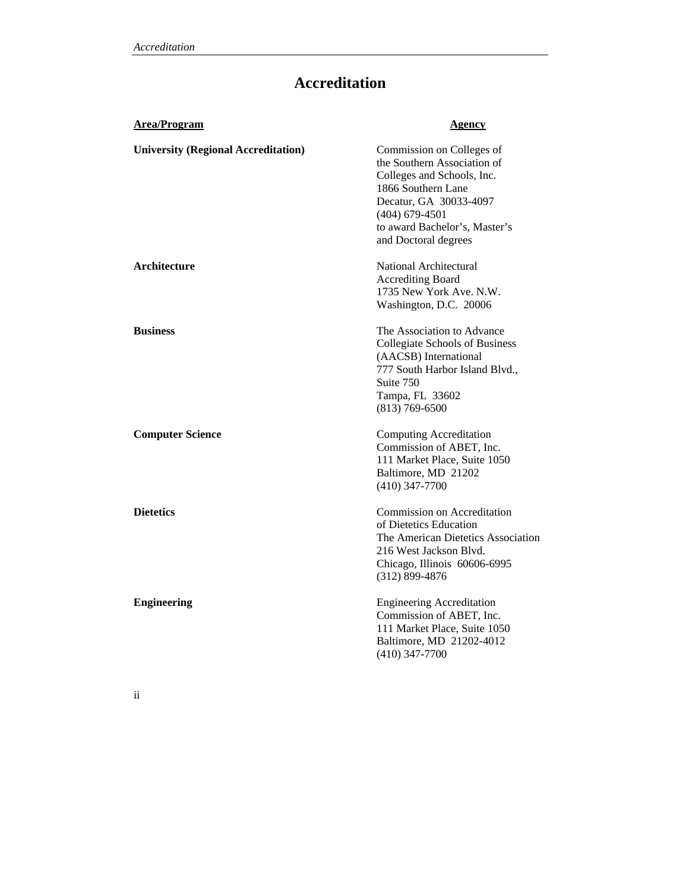# Accreditation

| Area/Program | Agency |
| --- | --- |
| **University (Regional Accreditation)** | Commission on Colleges of the Southern Association of Colleges and Schools, Inc.<br>1866 Southern Lane<br>Decatur, GA 30033-4097<br>(404) 679-4501<br>to award Bachelor's, Master's and Doctoral degrees |
| **Architecture** | National Architectural Accrediting Board<br>1735 New York Ave. N.W.<br>Washington, D.C. 20006 |
| **Business** | The Association to Advance Collegiate Schools of Business (AACSB) International<br>777 South Harbor Island Blvd., Suite 750<br>Tampa, FL 33602<br>(813) 769-6500 |
| **Computer Science** | Computing Accreditation Commission of ABET, Inc.<br>111 Market Place, Suite 1050<br>Baltimore, MD 21202<br>(410) 347-7700 |
| **Dietetics** | Commission on Accreditation of Dietetics Education<br>The American Dietetics Association<br>216 West Jackson Blvd.<br>Chicago, Illinois 60606-6995<br>(312) 899-4876 |
| **Engineering** | Engineering Accreditation Commission of ABET, Inc.<br>111 Market Place, Suite 1050<br>Baltimore, MD 21202-4012<br>(410) 347-7700 |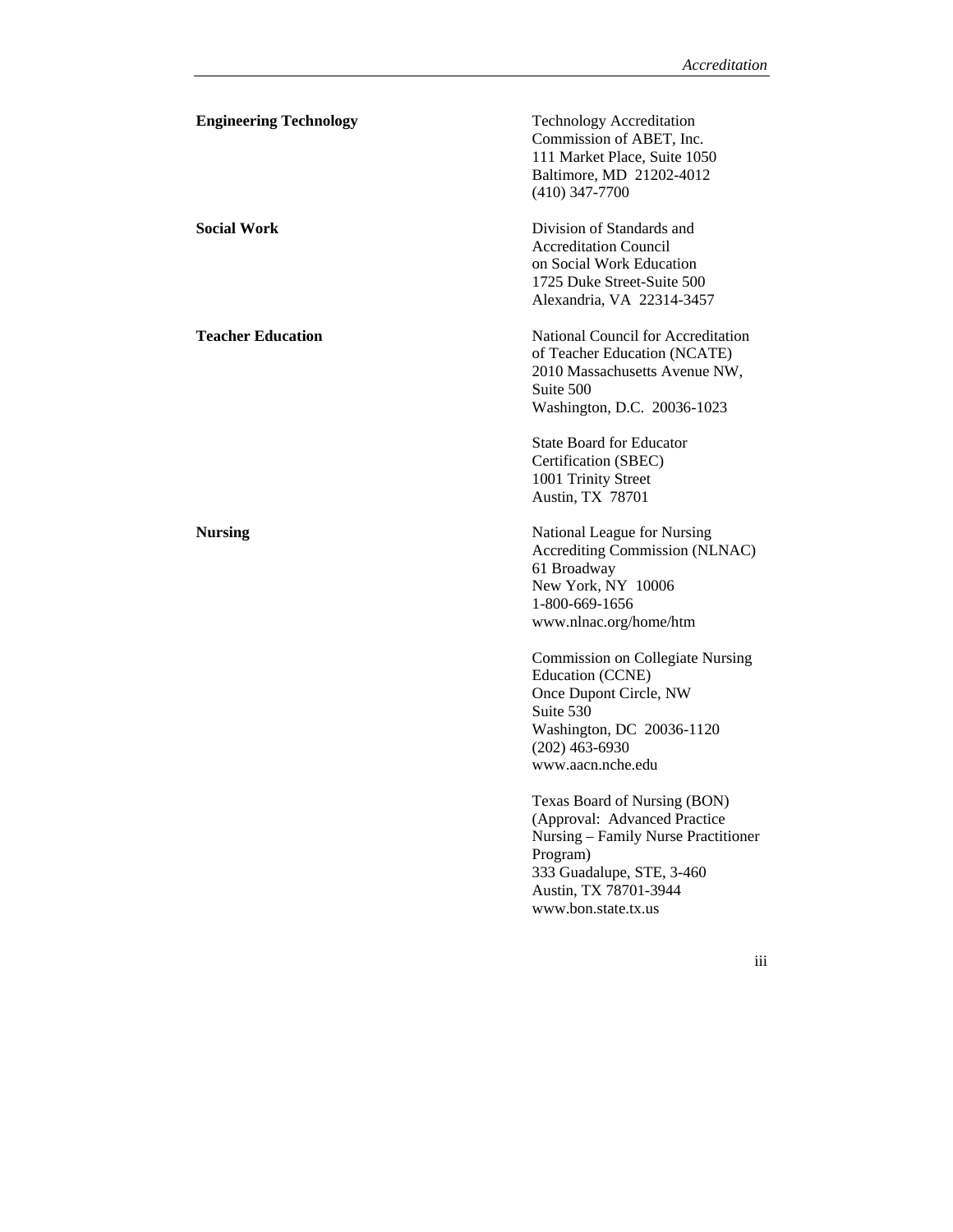| | |
|---|---|
| **Engineering Technology** | Technology Accreditation Commission of ABET, Inc.<br>111 Market Place, Suite 1050<br>Baltimore, MD 21202-4012<br>(410) 347-7700 |
| **Social Work** | Division of Standards and Accreditation Council on Social Work Education<br>1725 Duke Street-Suite 500<br>Alexandria, VA 22314-3457 |
| **Teacher Education** | National Council for Accreditation of Teacher Education (NCATE)<br>2010 Massachusetts Avenue NW, Suite 500<br>Washington, D.C. 20036-1023<br><br>State Board for Educator Certification (SBEC)<br>1001 Trinity Street<br>Austin, TX 78701 |
| **Nursing** | National League for Nursing Accrediting Commission (NLNAC)<br>61 Broadway<br>New York, NY 10006<br>1-800-669-1656<br>www.nlnac.org/home/htm<br><br>Commission on Collegiate Nursing Education (CCNE)<br>Once Dupont Circle, NW<br>Suite 530<br>Washington, DC 20036-1120<br>(202) 463-6930<br>www.aacn.nche.edu<br><br>Texas Board of Nursing (BON)<br>(Approval: Advanced Practice Nursing – Family Nurse Practitioner Program)<br>333 Guadalupe, STE, 3-460<br>Austin, TX 78701-3944<br>www.bon.state.tx.us |